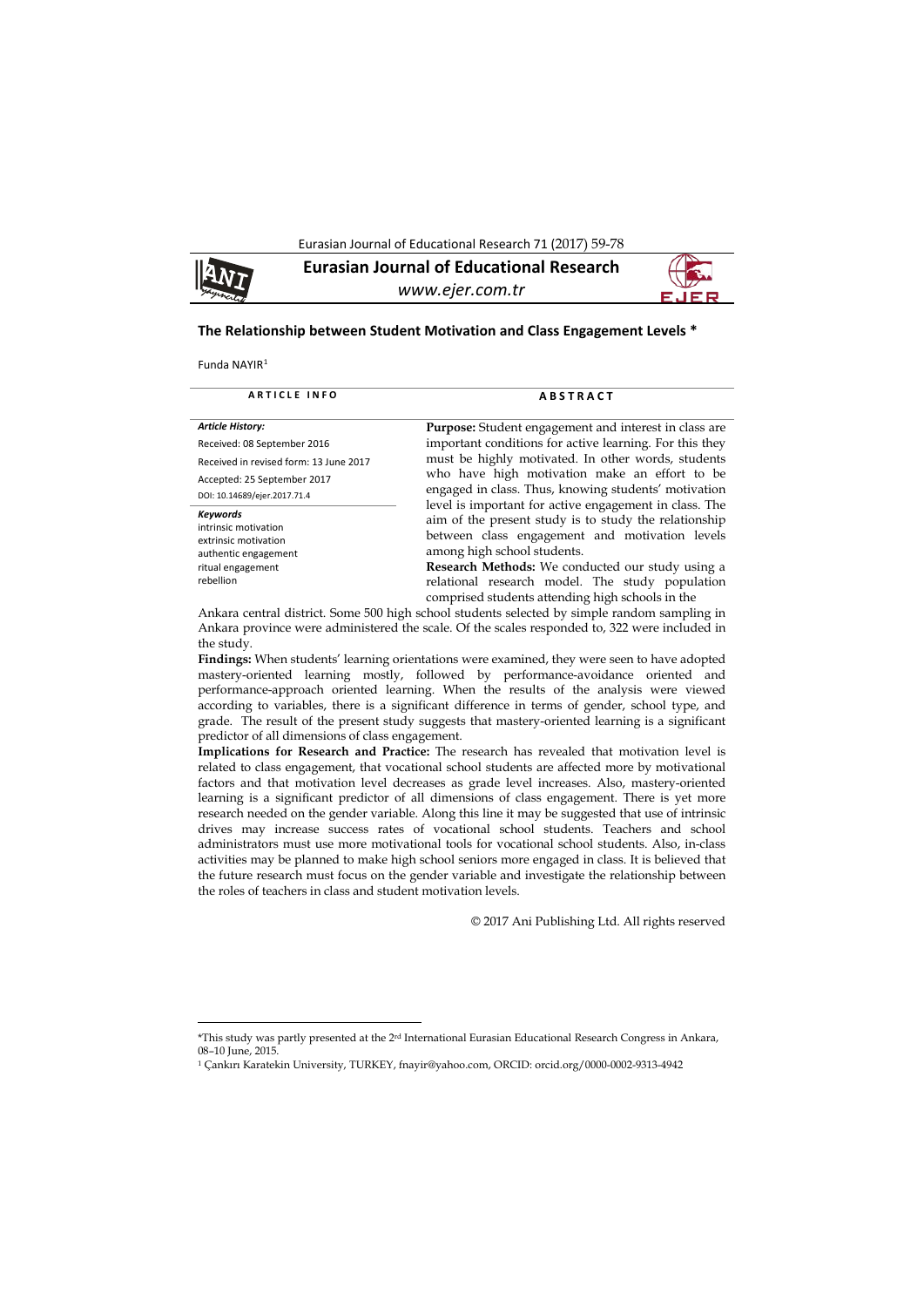# The Relationship between Student Motivation and Class Engagement Levels *

Funda NAYIR[1]

| ARTICLE INFO | ABSTRACT |
|---|---|

*Article History:*

Received: 08 September 2016

Received in revised form: 13 June 2017

Accepted: 25 September 2017

DOI: 10.14689/ejer.2017.71.4

*Keywords*

intrinsic motivation
extrinsic motivation
authentic engagement
ritual engagement
rebellion

**Purpose:** Student engagement and interest in class are important conditions for active learning. For this they must be highly motivated. In other words, students who have high motivation make an effort to be engaged in class. Thus, knowing students' motivation level is important for active engagement in class. The aim of the present study is to study the relationship between class engagement and motivation levels among high school students.

**Research Methods:** We conducted our study using a relational research model. The study population comprised students attending high schools in the Ankara central district. Some 500 high school students selected by simple random sampling in Ankara province were administered the scale. Of the scales responded to, 322 were included in the study.

**Findings:** When students' learning orientations were examined, they were seen to have adopted mastery-oriented learning mostly, followed by performance-avoidance oriented and performance-approach oriented learning. When the results of the analysis were viewed according to variables, there is a significant difference in terms of gender, school type, and grade. The result of the present study suggests that mastery-oriented learning is a significant predictor of all dimensions of class engagement.

**Implications for Research and Practice:** The research has revealed that motivation level is related to class engagement, that vocational school students are affected more by motivational factors and that motivation level decreases as grade level increases. Also, mastery-oriented learning is a significant predictor of all dimensions of class engagement. There is yet more research needed on the gender variable. Along this line it may be suggested that use of intrinsic drives may increase success rates of vocational school students. Teachers and school administrators must use more motivational tools for vocational school students. Also, in-class activities may be planned to make high school seniors more engaged in class. It is believed that the future research must focus on the gender variable and investigate the relationship between the roles of teachers in class and student motivation levels.

© 2017 Ani Publishing Ltd. All rights reserved

---

*This study was partly presented at the 2nd International Eurasian Educational Research Congress in Ankara, 08–10 June, 2015.

[1] Çankırı Karatekin University, TURKEY, fnayir@yahoo.com, ORCID: orcid.org/0000-0002-9313-4942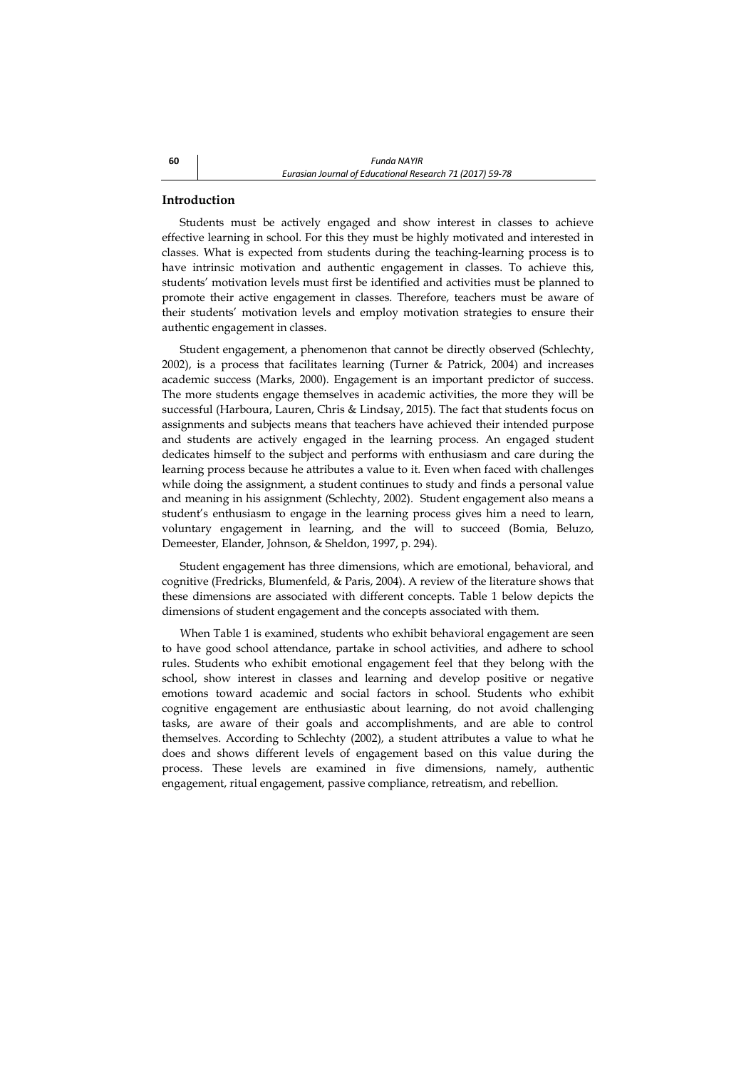## Introduction

Students must be actively engaged and show interest in classes to achieve effective learning in school. For this they must be highly motivated and interested in classes. What is expected from students during the teaching-learning process is to have intrinsic motivation and authentic engagement in classes. To achieve this, students' motivation levels must first be identified and activities must be planned to promote their active engagement in classes. Therefore, teachers must be aware of their students' motivation levels and employ motivation strategies to ensure their authentic engagement in classes.

Student engagement, a phenomenon that cannot be directly observed (Schlechty, 2002), is a process that facilitates learning (Turner & Patrick, 2004) and increases academic success (Marks, 2000). Engagement is an important predictor of success. The more students engage themselves in academic activities, the more they will be successful (Harboura, Lauren, Chris & Lindsay, 2015). The fact that students focus on assignments and subjects means that teachers have achieved their intended purpose and students are actively engaged in the learning process. An engaged student dedicates himself to the subject and performs with enthusiasm and care during the learning process because he attributes a value to it. Even when faced with challenges while doing the assignment, a student continues to study and finds a personal value and meaning in his assignment (Schlechty, 2002). Student engagement also means a student's enthusiasm to engage in the learning process gives him a need to learn, voluntary engagement in learning, and the will to succeed (Bomia, Beluzo, Demeester, Elander, Johnson, & Sheldon, 1997, p. 294).

Student engagement has three dimensions, which are emotional, behavioral, and cognitive (Fredricks, Blumenfeld, & Paris, 2004). A review of the literature shows that these dimensions are associated with different concepts. Table 1 below depicts the dimensions of student engagement and the concepts associated with them.

When Table 1 is examined, students who exhibit behavioral engagement are seen to have good school attendance, partake in school activities, and adhere to school rules. Students who exhibit emotional engagement feel that they belong with the school, show interest in classes and learning and develop positive or negative emotions toward academic and social factors in school. Students who exhibit cognitive engagement are enthusiastic about learning, do not avoid challenging tasks, are aware of their goals and accomplishments, and are able to control themselves. According to Schlechty (2002), a student attributes a value to what he does and shows different levels of engagement based on this value during the process. These levels are examined in five dimensions, namely, authentic engagement, ritual engagement, passive compliance, retreatism, and rebellion.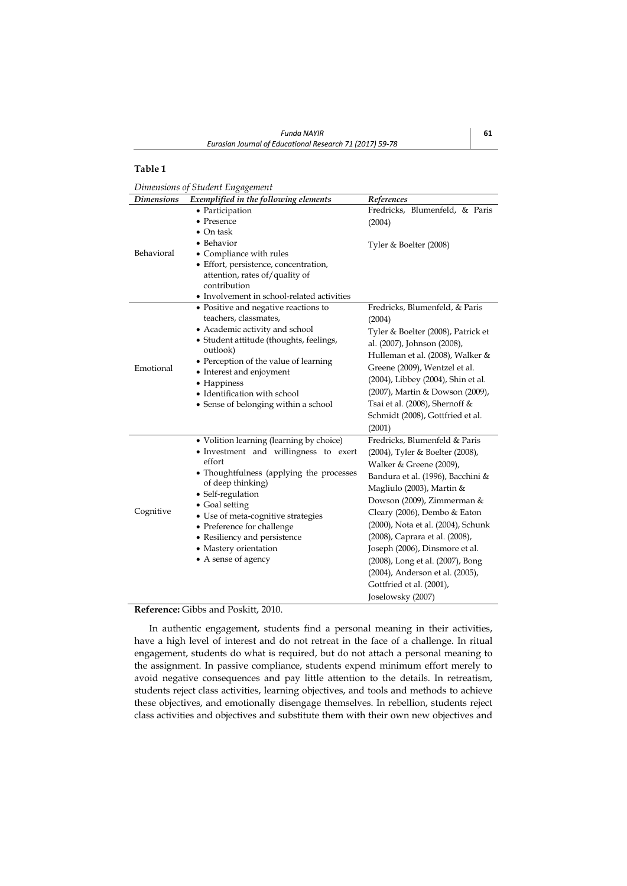**Table 1**

*Dimensions of Student Engagement*

| *Dimensions* | *Exemplified in the following elements* | *References* |
|---|---|---|
| Behavioral | • Participation<br>• Presence<br>• On task<br>• Behavior<br>• Compliance with rules<br>• Effort, persistence, concentration, attention, rates of/quality of contribution<br>• Involvement in school-related activities | Fredricks, Blumenfeld, & Paris (2004)<br><br>Tyler & Boelter (2008) |
| Emotional | • Positive and negative reactions to teachers, classmates,<br>• Academic activity and school<br>• Student attitude (thoughts, feelings, outlook)<br>• Perception of the value of learning<br>• Interest and enjoyment<br>• Happiness<br>• Identification with school<br>• Sense of belonging within a school | Fredricks, Blumenfeld, & Paris (2004)<br>Tyler & Boelter (2008), Patrick et al. (2007), Johnson (2008), Hulleman et al. (2008), Walker & Greene (2009), Wentzel et al. (2004), Libbey (2004), Shin et al. (2007), Martin & Dowson (2009), Tsai et al. (2008), Shernoff & Schmidt (2008), Gottfried et al. (2001) |
| Cognitive | • Volition learning (learning by choice)<br>• Investment and willingness to exert effort<br>• Thoughtfulness (applying the processes of deep thinking)<br>• Self-regulation<br>• Goal setting<br>• Use of meta-cognitive strategies<br>• Preference for challenge<br>• Resiliency and persistence<br>• Mastery orientation<br>• A sense of agency | Fredricks, Blumenfeld & Paris (2004), Tyler & Boelter (2008), Walker & Greene (2009), Bandura et al. (1996), Bacchini & Magliulo (2003), Martin & Dowson (2009), Zimmerman & Cleary (2006), Dembo & Eaton (2000), Nota et al. (2004), Schunk (2008), Caprara et al. (2008), Joseph (2006), Dinsmore et al. (2008), Long et al. (2007), Bong (2004), Anderson et al. (2005), Gottfried et al. (2001), Joselowsky (2007) |

**Reference:** Gibbs and Poskitt, 2010.

In authentic engagement, students find a personal meaning in their activities, have a high level of interest and do not retreat in the face of a challenge. In ritual engagement, students do what is required, but do not attach a personal meaning to the assignment. In passive compliance, students expend minimum effort merely to avoid negative consequences and pay little attention to the details. In retreatism, students reject class activities, learning objectives, and tools and methods to achieve these objectives, and emotionally disengage themselves. In rebellion, students reject class activities and objectives and substitute them with their own new objectives and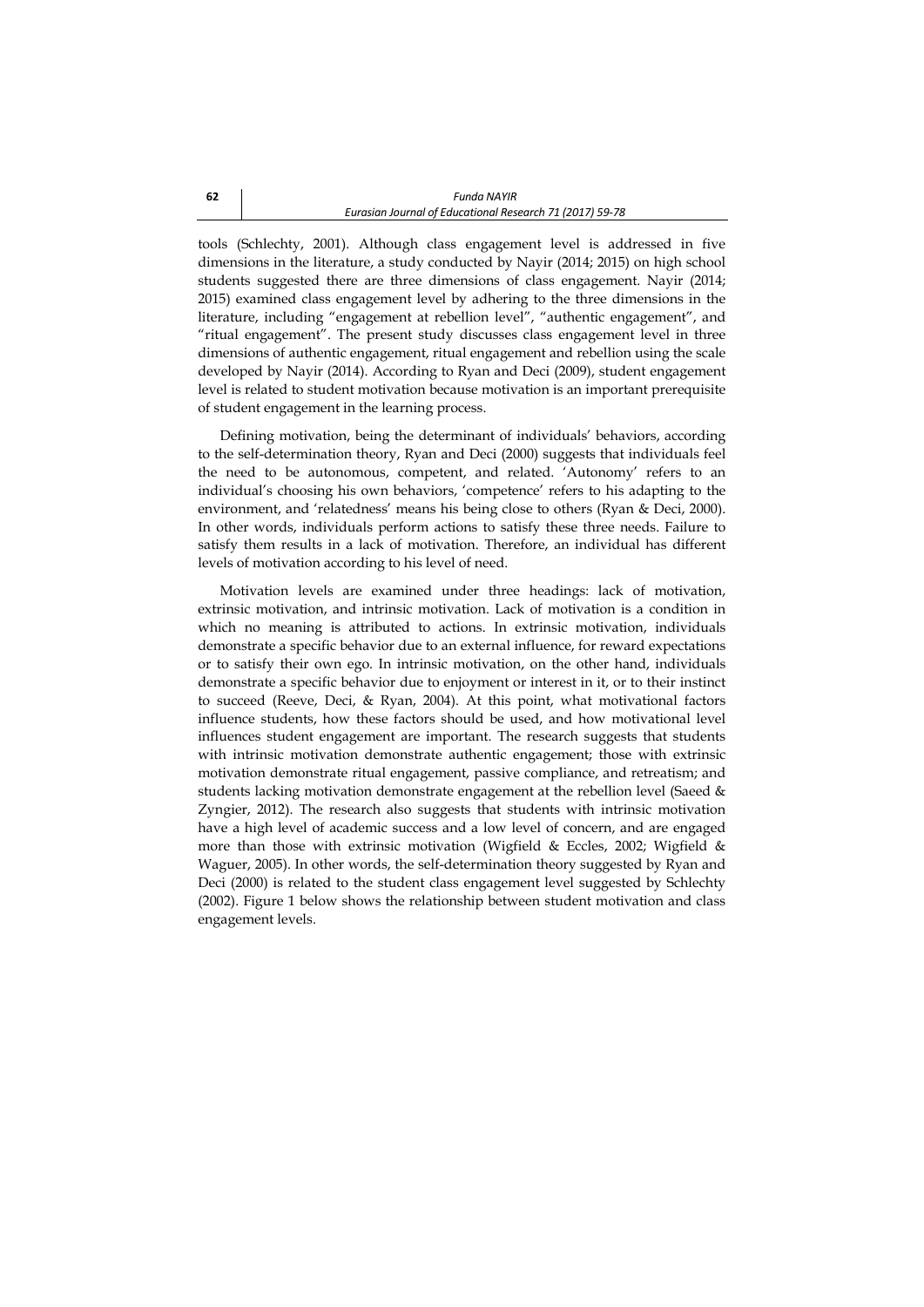tools (Schlechty, 2001). Although class engagement level is addressed in five dimensions in the literature, a study conducted by Nayir (2014; 2015) on high school students suggested there are three dimensions of class engagement. Nayir (2014; 2015) examined class engagement level by adhering to the three dimensions in the literature, including "engagement at rebellion level", "authentic engagement", and "ritual engagement". The present study discusses class engagement level in three dimensions of authentic engagement, ritual engagement and rebellion using the scale developed by Nayir (2014). According to Ryan and Deci (2009), student engagement level is related to student motivation because motivation is an important prerequisite of student engagement in the learning process.

Defining motivation, being the determinant of individuals' behaviors, according to the self-determination theory, Ryan and Deci (2000) suggests that individuals feel the need to be autonomous, competent, and related. 'Autonomy' refers to an individual's choosing his own behaviors, 'competence' refers to his adapting to the environment, and 'relatedness' means his being close to others (Ryan & Deci, 2000). In other words, individuals perform actions to satisfy these three needs. Failure to satisfy them results in a lack of motivation. Therefore, an individual has different levels of motivation according to his level of need.

Motivation levels are examined under three headings: lack of motivation, extrinsic motivation, and intrinsic motivation. Lack of motivation is a condition in which no meaning is attributed to actions. In extrinsic motivation, individuals demonstrate a specific behavior due to an external influence, for reward expectations or to satisfy their own ego. In intrinsic motivation, on the other hand, individuals demonstrate a specific behavior due to enjoyment or interest in it, or to their instinct to succeed (Reeve, Deci, & Ryan, 2004). At this point, what motivational factors influence students, how these factors should be used, and how motivational level influences student engagement are important. The research suggests that students with intrinsic motivation demonstrate authentic engagement; those with extrinsic motivation demonstrate ritual engagement, passive compliance, and retreatism; and students lacking motivation demonstrate engagement at the rebellion level (Saeed & Zyngier, 2012). The research also suggests that students with intrinsic motivation have a high level of academic success and a low level of concern, and are engaged more than those with extrinsic motivation (Wigfield & Eccles, 2002; Wigfield & Waguer, 2005). In other words, the self-determination theory suggested by Ryan and Deci (2000) is related to the student class engagement level suggested by Schlechty (2002). Figure 1 below shows the relationship between student motivation and class engagement levels.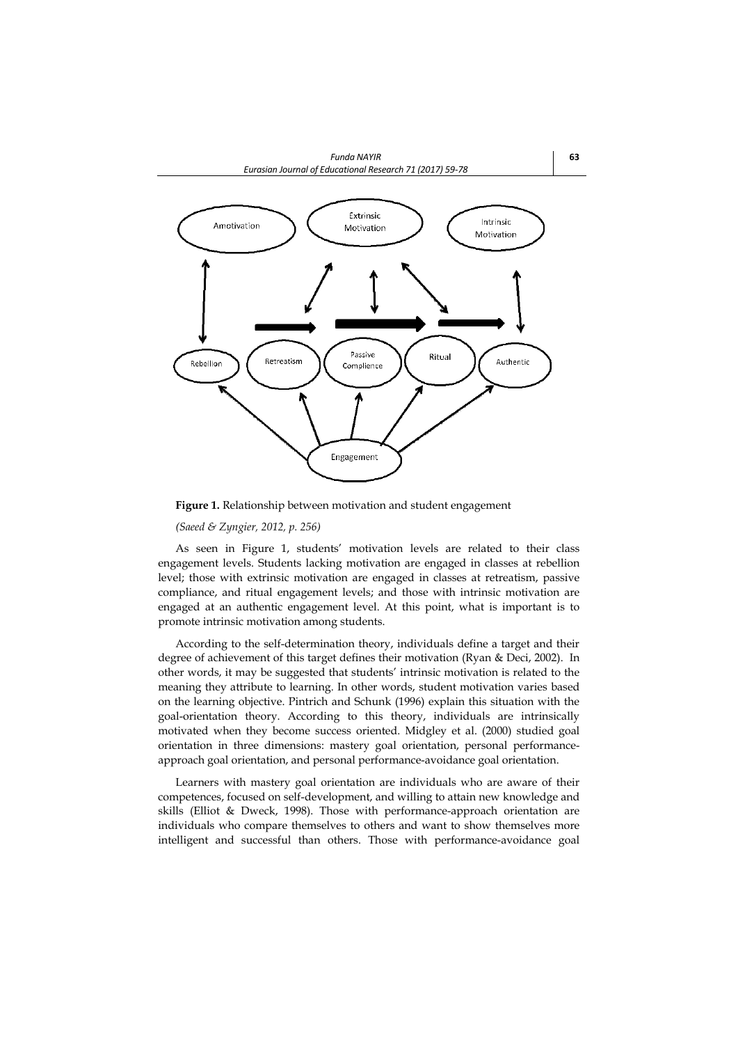**Figure 1.** Relationship between motivation and student engagement

*(Saeed & Zyngier, 2012, p. 256)*

As seen in Figure 1, students' motivation levels are related to their class engagement levels. Students lacking motivation are engaged in classes at rebellion level; those with extrinsic motivation are engaged in classes at retreatism, passive compliance, and ritual engagement levels; and those with intrinsic motivation are engaged at an authentic engagement level. At this point, what is important is to promote intrinsic motivation among students.

According to the self-determination theory, individuals define a target and their degree of achievement of this target defines their motivation (Ryan & Deci, 2002). In other words, it may be suggested that students' intrinsic motivation is related to the meaning they attribute to learning. In other words, student motivation varies based on the learning objective. Pintrich and Schunk (1996) explain this situation with the goal-orientation theory. According to this theory, individuals are intrinsically motivated when they become success oriented. Midgley et al. (2000) studied goal orientation in three dimensions: mastery goal orientation, personal performance-approach goal orientation, and personal performance-avoidance goal orientation.

Learners with mastery goal orientation are individuals who are aware of their competences, focused on self-development, and willing to attain new knowledge and skills (Elliot & Dweck, 1998). Those with performance-approach orientation are individuals who compare themselves to others and want to show themselves more intelligent and successful than others. Those with performance-avoidance goal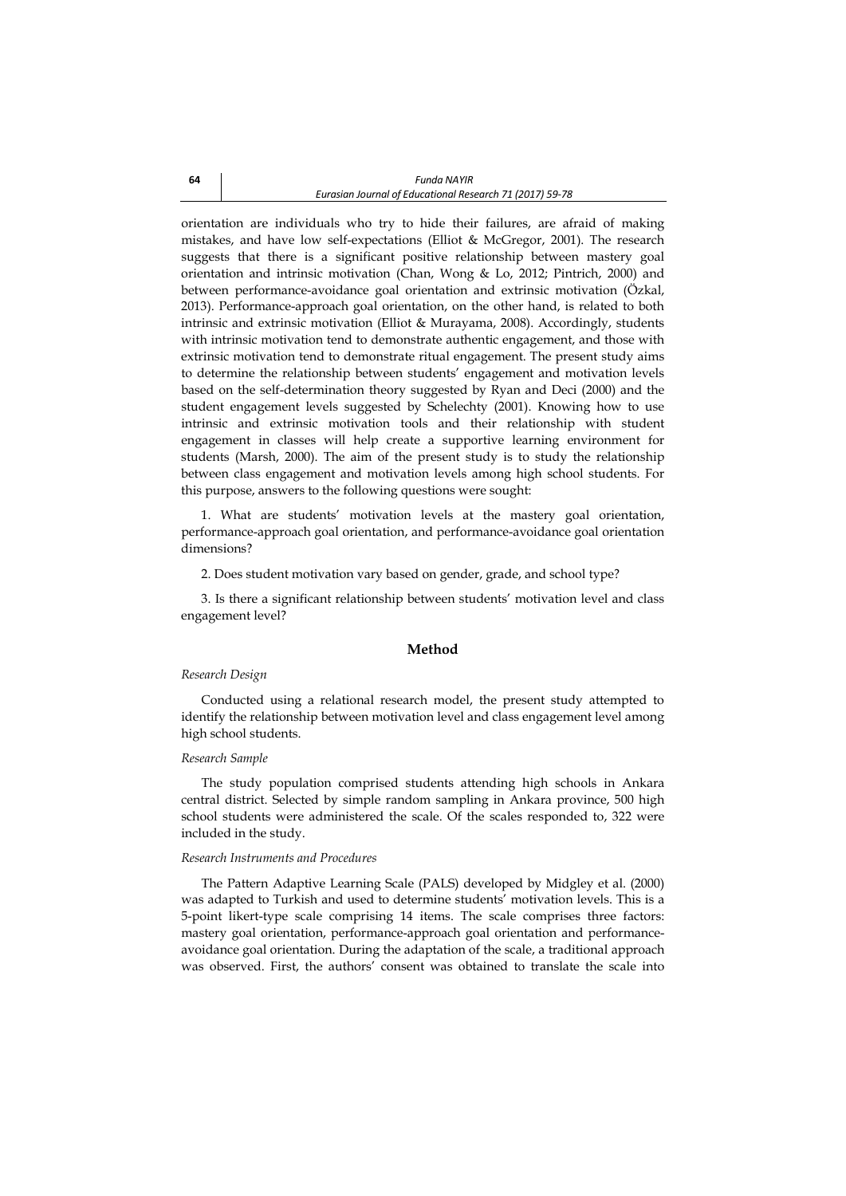orientation are individuals who try to hide their failures, are afraid of making mistakes, and have low self-expectations (Elliot & McGregor, 2001). The research suggests that there is a significant positive relationship between mastery goal orientation and intrinsic motivation (Chan, Wong & Lo, 2012; Pintrich, 2000) and between performance-avoidance goal orientation and extrinsic motivation (Özkal, 2013). Performance-approach goal orientation, on the other hand, is related to both intrinsic and extrinsic motivation (Elliot & Murayama, 2008). Accordingly, students with intrinsic motivation tend to demonstrate authentic engagement, and those with extrinsic motivation tend to demonstrate ritual engagement. The present study aims to determine the relationship between students' engagement and motivation levels based on the self-determination theory suggested by Ryan and Deci (2000) and the student engagement levels suggested by Schelechty (2001). Knowing how to use intrinsic and extrinsic motivation tools and their relationship with student engagement in classes will help create a supportive learning environment for students (Marsh, 2000). The aim of the present study is to study the relationship between class engagement and motivation levels among high school students. For this purpose, answers to the following questions were sought:

1. What are students' motivation levels at the mastery goal orientation, performance-approach goal orientation, and performance-avoidance goal orientation dimensions?

2. Does student motivation vary based on gender, grade, and school type?

3. Is there a significant relationship between students' motivation level and class engagement level?

## Method

*Research Design*

Conducted using a relational research model, the present study attempted to identify the relationship between motivation level and class engagement level among high school students.

*Research Sample*

The study population comprised students attending high schools in Ankara central district. Selected by simple random sampling in Ankara province, 500 high school students were administered the scale. Of the scales responded to, 322 were included in the study.

*Research Instruments and Procedures*

The Pattern Adaptive Learning Scale (PALS) developed by Midgley et al. (2000) was adapted to Turkish and used to determine students' motivation levels. This is a 5-point likert-type scale comprising 14 items. The scale comprises three factors: mastery goal orientation, performance-approach goal orientation and performance-avoidance goal orientation. During the adaptation of the scale, a traditional approach was observed. First, the authors' consent was obtained to translate the scale into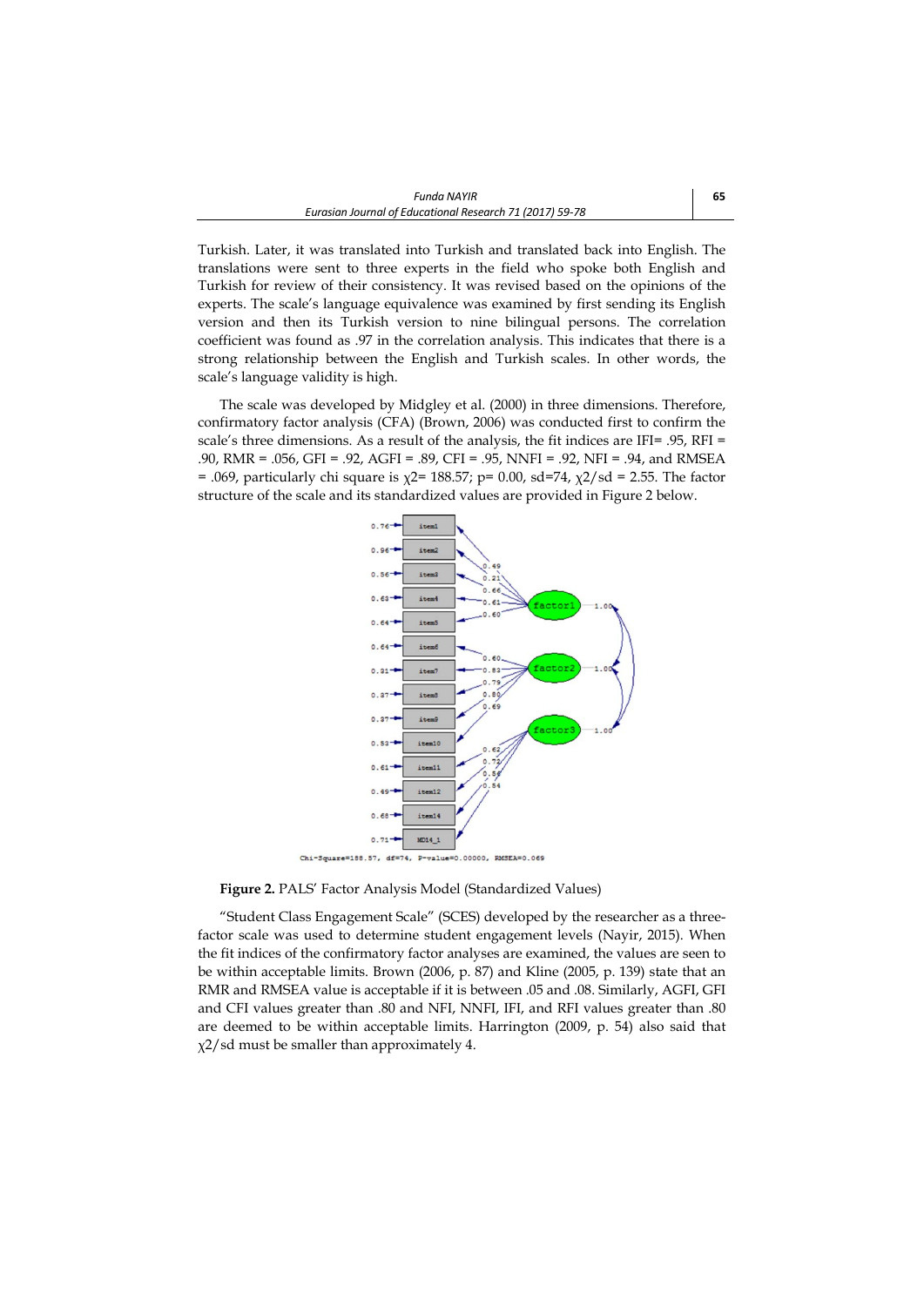Turkish. Later, it was translated into Turkish and translated back into English. The translations were sent to three experts in the field who spoke both English and Turkish for review of their consistency. It was revised based on the opinions of the experts. The scale's language equivalence was examined by first sending its English version and then its Turkish version to nine bilingual persons. The correlation coefficient was found as .97 in the correlation analysis. This indicates that there is a strong relationship between the English and Turkish scales. In other words, the scale's language validity is high.

The scale was developed by Midgley et al. (2000) in three dimensions. Therefore, confirmatory factor analysis (CFA) (Brown, 2006) was conducted first to confirm the scale's three dimensions. As a result of the analysis, the fit indices are IFI= .95, RFI = .90, RMR = .056, GFI = .92, AGFI = .89, CFI = .95, NNFI = .92, NFI = .94, and RMSEA = .069, particularly chi square is $\chi2$= 188.57; p= 0.00, sd=74, $\chi2$/sd = 2.55. The factor structure of the scale and its standardized values are provided in Figure 2 below.

**Figure 2.** PALS' Factor Analysis Model (Standardized Values)

"Student Class Engagement Scale" (SCES) developed by the researcher as a three-factor scale was used to determine student engagement levels (Nayir, 2015). When the fit indices of the confirmatory factor analyses are examined, the values are seen to be within acceptable limits. Brown (2006, p. 87) and Kline (2005, p. 139) state that an RMR and RMSEA value is acceptable if it is between .05 and .08. Similarly, AGFI, GFI and CFI values greater than .80 and NFI, NNFI, IFI, and RFI values greater than .80 are deemed to be within acceptable limits. Harrington (2009, p. 54) also said that $\chi2$/sd must be smaller than approximately 4.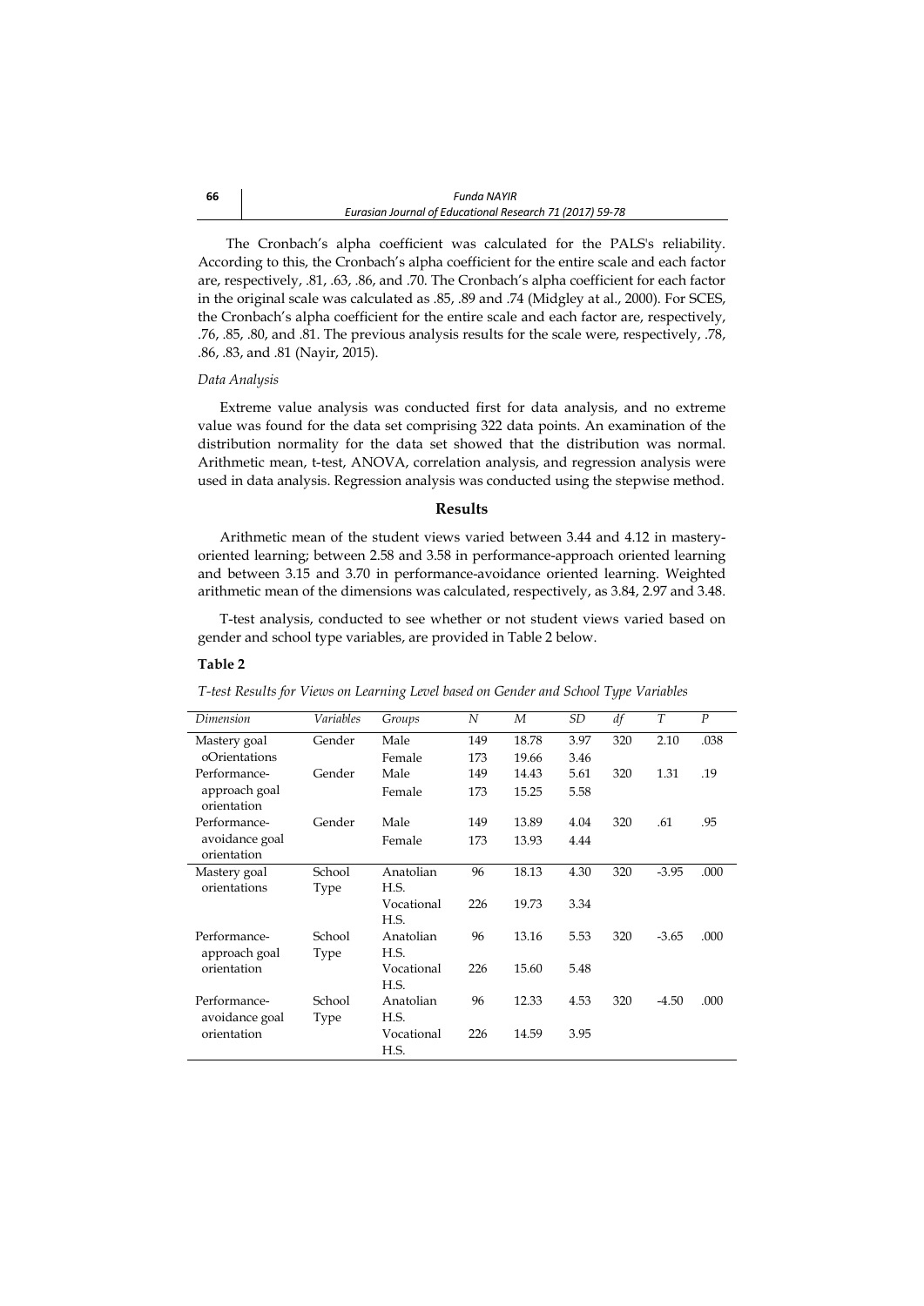The Cronbach's alpha coefficient was calculated for the PALS's reliability. According to this, the Cronbach's alpha coefficient for the entire scale and each factor are, respectively, .81, .63, .86, and .70. The Cronbach's alpha coefficient for each factor in the original scale was calculated as .85, .89 and .74 (Midgley at al., 2000). For SCES, the Cronbach's alpha coefficient for the entire scale and each factor are, respectively, .76, .85, .80, and .81. The previous analysis results for the scale were, respectively, .78, .86, .83, and .81 (Nayir, 2015).

*Data Analysis*

Extreme value analysis was conducted first for data analysis, and no extreme value was found for the data set comprising 322 data points. An examination of the distribution normality for the data set showed that the distribution was normal. Arithmetic mean, t-test, ANOVA, correlation analysis, and regression analysis were used in data analysis. Regression analysis was conducted using the stepwise method.

## Results

Arithmetic mean of the student views varied between 3.44 and 4.12 in mastery-oriented learning; between 2.58 and 3.58 in performance-approach oriented learning and between 3.15 and 3.70 in performance-avoidance oriented learning. Weighted arithmetic mean of the dimensions was calculated, respectively, as 3.84, 2.97 and 3.48.

T-test analysis, conducted to see whether or not student views varied based on gender and school type variables, are provided in Table 2 below.

**Table 2**

*T-test Results for Views on Learning Level based on Gender and School Type Variables*

| *Dimension* | *Variables* | *Groups* | *N* | *M* | *SD* | *df* | *T* | *P* |
|---|---|---|---|---|---|---|---|---|
| Mastery goal oOrientations | Gender | Male | 149 | 18.78 | 3.97 | 320 | 2.10 | .038 |
| | | Female | 173 | 19.66 | 3.46 | | | |
| Performance-approach goal orientation | Gender | Male | 149 | 14.43 | 5.61 | 320 | 1.31 | .19 |
| | | Female | 173 | 15.25 | 5.58 | | | |
| Performance-avoidance goal orientation | Gender | Male | 149 | 13.89 | 4.04 | 320 | .61 | .95 |
| | | Female | 173 | 13.93 | 4.44 | | | |
| Mastery goal orientations | School Type | Anatolian H.S. | 96 | 18.13 | 4.30 | 320 | -3.95 | .000 |
| | | Vocational H.S. | 226 | 19.73 | 3.34 | | | |
| Performance-approach goal orientation | School Type | Anatolian H.S. | 96 | 13.16 | 5.53 | 320 | -3.65 | .000 |
| | | Vocational H.S. | 226 | 15.60 | 5.48 | | | |
| Performance-avoidance goal orientation | School Type | Anatolian H.S. | 96 | 12.33 | 4.53 | 320 | -4.50 | .000 |
| | | Vocational H.S. | 226 | 14.59 | 3.95 | | | |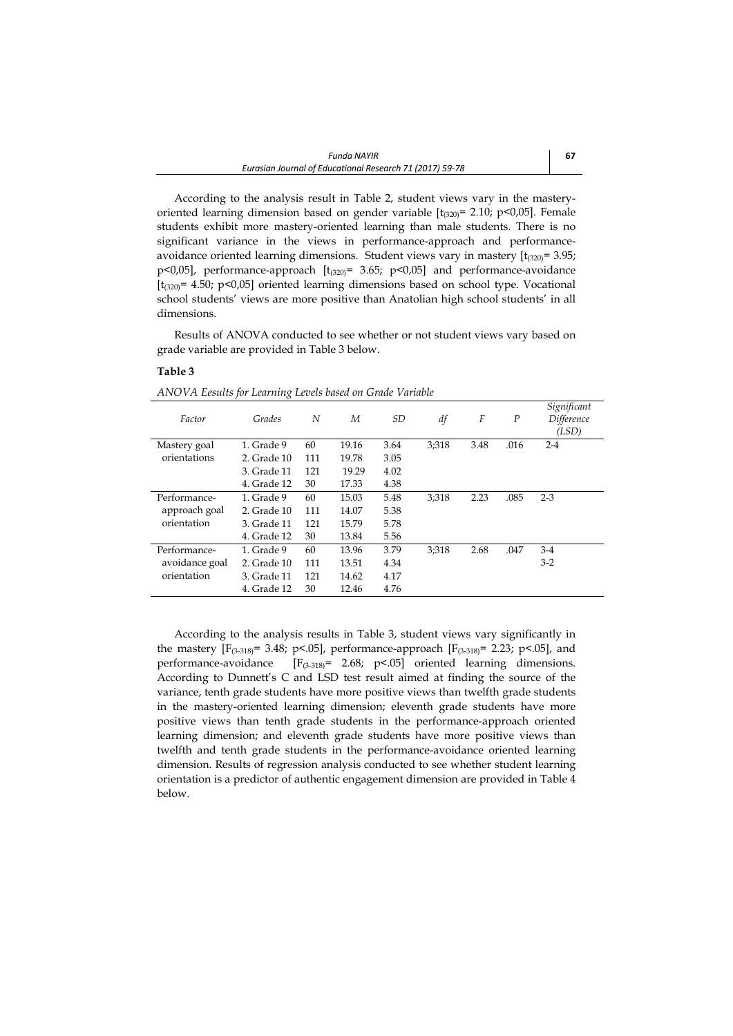According to the analysis result in Table 2, student views vary in the mastery-oriented learning dimension based on gender variable [$t_{(320)}$= 2.10; p<0,05]. Female students exhibit more mastery-oriented learning than male students. There is no significant variance in the views in performance-approach and performance-avoidance oriented learning dimensions. Student views vary in mastery [$t_{(320)}$= 3.95; p<0,05], performance-approach [$t_{(320)}$= 3.65; p<0,05] and performance-avoidance [$t_{(320)}$= 4.50; p<0,05] oriented learning dimensions based on school type. Vocational school students' views are more positive than Anatolian high school students' in all dimensions.

Results of ANOVA conducted to see whether or not student views vary based on grade variable are provided in Table 3 below.

**Table 3**

*ANOVA Eesults for Learning Levels based on Grade Variable*

| *Factor* | *Grades* | *N* | *M* | *SD* | *df* | *F* | *P* | *Significant Difference (LSD)* |
|---|---|---|---|---|---|---|---|---|
| Mastery goal orientations | 1. Grade 9 | 60 | 19.16 | 3.64 | 3;318 | 3.48 | .016 | 2-4 |
| | 2. Grade 10 | 111 | 19.78 | 3.05 | | | | |
| | 3. Grade 11 | 121 | 19.29 | 4.02 | | | | |
| | 4. Grade 12 | 30 | 17.33 | 4.38 | | | | |
| Performance-approach goal orientation | 1. Grade 9 | 60 | 15.03 | 5.48 | 3;318 | 2.23 | .085 | 2-3 |
| | 2. Grade 10 | 111 | 14.07 | 5.38 | | | | |
| | 3. Grade 11 | 121 | 15.79 | 5.78 | | | | |
| | 4. Grade 12 | 30 | 13.84 | 5.56 | | | | |
| Performance-avoidance goal orientation | 1. Grade 9 | 60 | 13.96 | 3.79 | 3;318 | 2.68 | .047 | 3-4 |
| | 2. Grade 10 | 111 | 13.51 | 4.34 | | | | 3-2 |
| | 3. Grade 11 | 121 | 14.62 | 4.17 | | | | |
| | 4. Grade 12 | 30 | 12.46 | 4.76 | | | | |

According to the analysis results in Table 3, student views vary significantly in the mastery [$F_{(3\text{-}318)}$= 3.48; p<.05], performance-approach [$F_{(3\text{-}318)}$= 2.23; p<.05], and performance-avoidance [$F_{(3\text{-}318)}$= 2.68; p<.05] oriented learning dimensions. According to Dunnett's C and LSD test result aimed at finding the source of the variance, tenth grade students have more positive views than twelfth grade students in the mastery-oriented learning dimension; eleventh grade students have more positive views than tenth grade students in the performance-approach oriented learning dimension; and eleventh grade students have more positive views than twelfth and tenth grade students in the performance-avoidance oriented learning dimension. Results of regression analysis conducted to see whether student learning orientation is a predictor of authentic engagement dimension are provided in Table 4 below.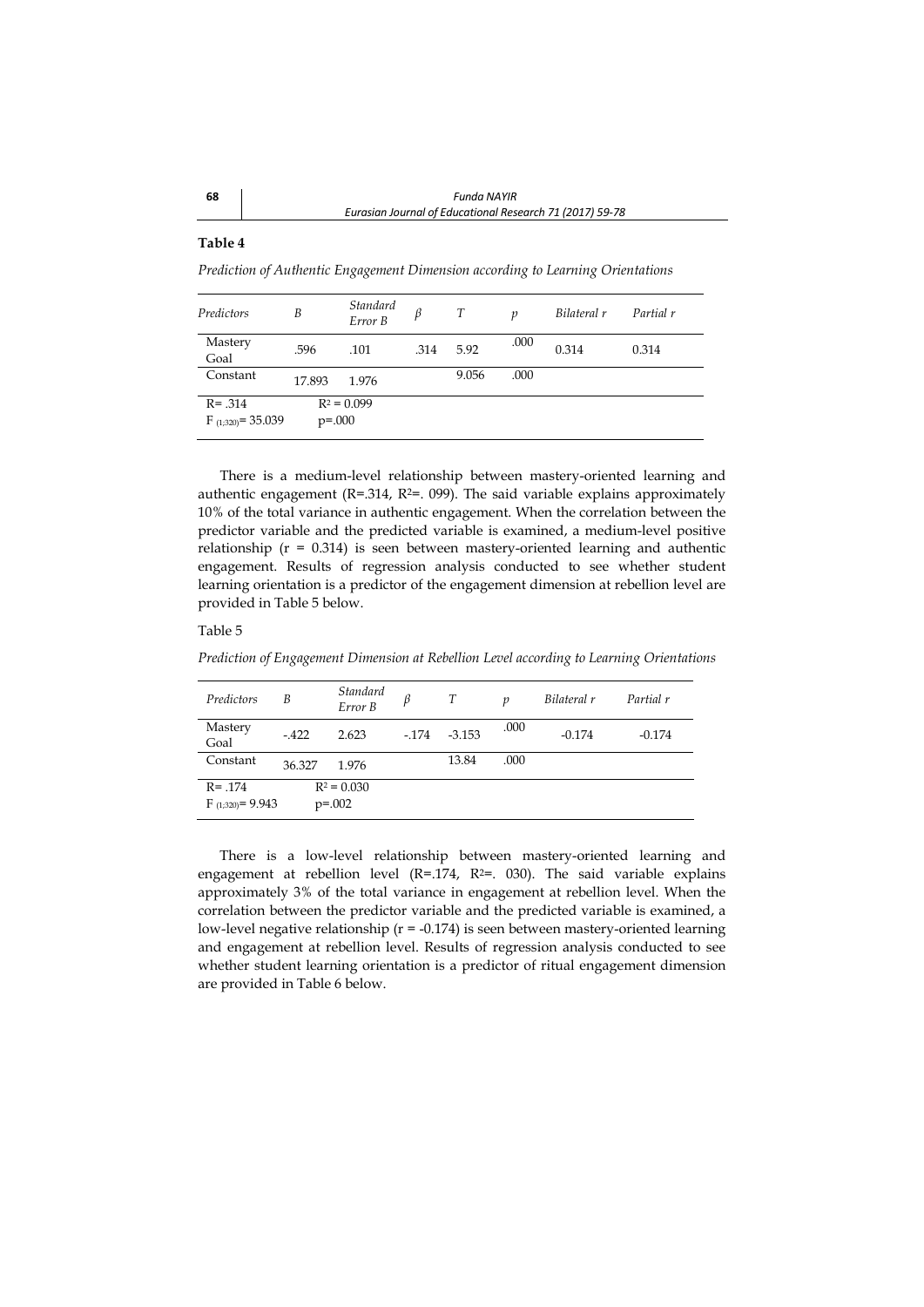**Table 4**

*Prediction of Authentic Engagement Dimension according to Learning Orientations*

| *Predictors* | *B* | *Standard Error B* | *β* | *T* | *p* | *Bilateral r* | *Partial r* |
|---|---|---|---|---|---|---|---|
| Mastery Goal | .596 | .101 | .314 | 5.92 | .000 | 0.314 | 0.314 |
| Constant | 17.893 | 1.976 | | 9.056 | .000 | | |
| R= .314 $F_{(1;320)}$= 35.039 | | $R^2$ = 0.099 p=.000 | | | | | |

There is a medium-level relationship between mastery-oriented learning and authentic engagement (R=.314, $R^2$=. 099). The said variable explains approximately 10% of the total variance in authentic engagement. When the correlation between the predictor variable and the predicted variable is examined, a medium-level positive relationship (r = 0.314) is seen between mastery-oriented learning and authentic engagement. Results of regression analysis conducted to see whether student learning orientation is a predictor of the engagement dimension at rebellion level are provided in Table 5 below.

Table 5

*Prediction of Engagement Dimension at Rebellion Level according to Learning Orientations*

| *Predictors* | *B* | *Standard Error B* | *β* | *T* | *p* | *Bilateral r* | *Partial r* |
|---|---|---|---|---|---|---|---|
| Mastery Goal | -.422 | 2.623 | -.174 | -3.153 | .000 | -0.174 | -0.174 |
| Constant | 36.327 | 1.976 | | 13.84 | .000 | | |
| R= .174 $F_{(1;320)}$= 9.943 | | $R^2$ = 0.030 p=.002 | | | | | |

There is a low-level relationship between mastery-oriented learning and engagement at rebellion level (R=.174, $R^2$=. 030). The said variable explains approximately 3% of the total variance in engagement at rebellion level. When the correlation between the predictor variable and the predicted variable is examined, a low-level negative relationship (r = -0.174) is seen between mastery-oriented learning and engagement at rebellion level. Results of regression analysis conducted to see whether student learning orientation is a predictor of ritual engagement dimension are provided in Table 6 below.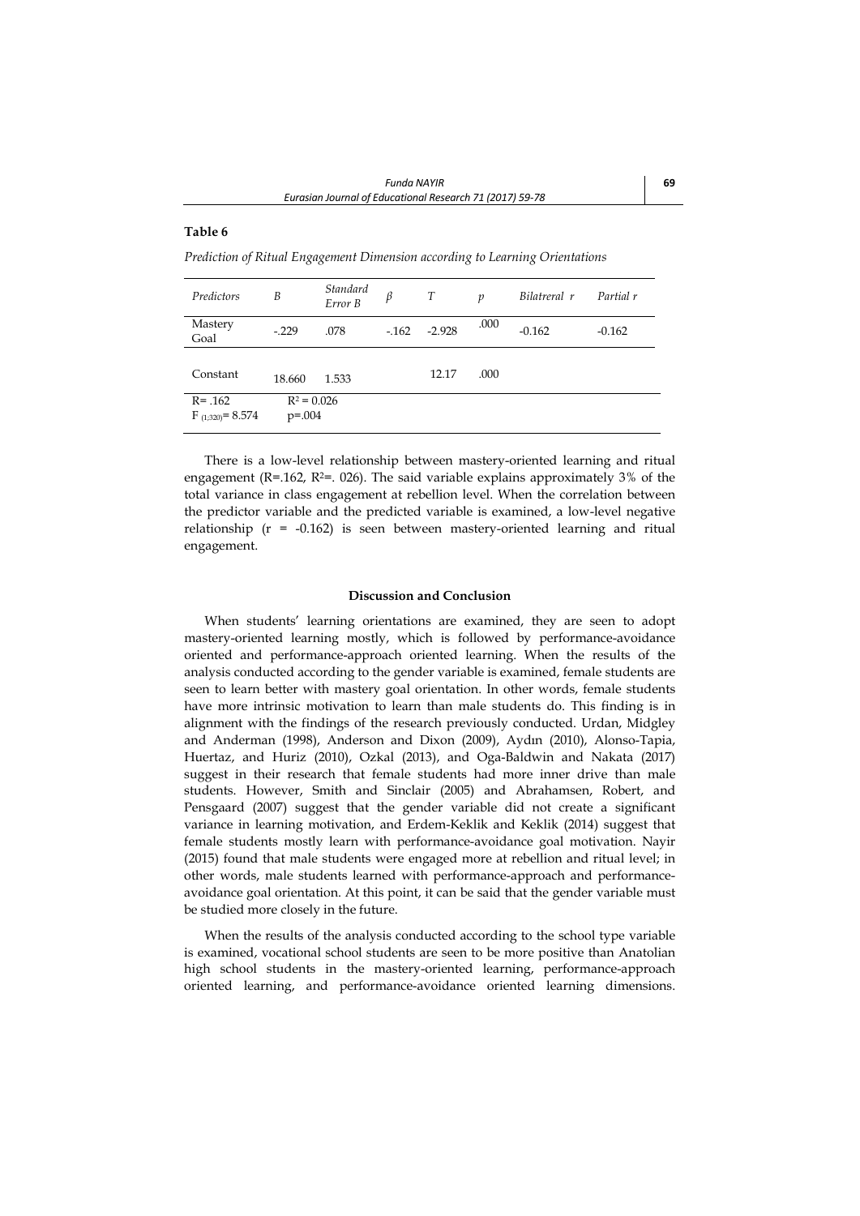**Table 6**

*Prediction of Ritual Engagement Dimension according to Learning Orientations*

| *Predictors* | *B* | *Standard Error B* | *β* | *T* | *p* | *Bilatreral r* | *Partial r* |
|---|---|---|---|---|---|---|---|
| Mastery Goal | -.229 | .078 | -.162 | -2.928 | .000 | -0.162 | -0.162 |
| Constant | 18.660 | 1.533 | | 12.17 | .000 | | |
| R= .162 | $R^2$ = 0.026 | | | | | | |
| $F_{(1;320)}$= 8.574 | p=.004 | | | | | | |

There is a low-level relationship between mastery-oriented learning and ritual engagement (R=.162, $R^2$=. 026). The said variable explains approximately 3% of the total variance in class engagement at rebellion level. When the correlation between the predictor variable and the predicted variable is examined, a low-level negative relationship (r = -0.162) is seen between mastery-oriented learning and ritual engagement.

## Discussion and Conclusion

When students' learning orientations are examined, they are seen to adopt mastery-oriented learning mostly, which is followed by performance-avoidance oriented and performance-approach oriented learning. When the results of the analysis conducted according to the gender variable is examined, female students are seen to learn better with mastery goal orientation. In other words, female students have more intrinsic motivation to learn than male students do. This finding is in alignment with the findings of the research previously conducted. Urdan, Midgley and Anderman (1998), Anderson and Dixon (2009), Aydın (2010), Alonso-Tapia, Huertaz, and Huriz (2010), Ozkal (2013), and Oga-Baldwin and Nakata (2017) suggest in their research that female students had more inner drive than male students. However, Smith and Sinclair (2005) and Abrahamsen, Robert, and Pensgaard (2007) suggest that the gender variable did not create a significant variance in learning motivation, and Erdem-Keklik and Keklik (2014) suggest that female students mostly learn with performance-avoidance goal motivation. Nayir (2015) found that male students were engaged more at rebellion and ritual level; in other words, male students learned with performance-approach and performance-avoidance goal orientation. At this point, it can be said that the gender variable must be studied more closely in the future.

When the results of the analysis conducted according to the school type variable is examined, vocational school students are seen to be more positive than Anatolian high school students in the mastery-oriented learning, performance-approach oriented learning, and performance-avoidance oriented learning dimensions.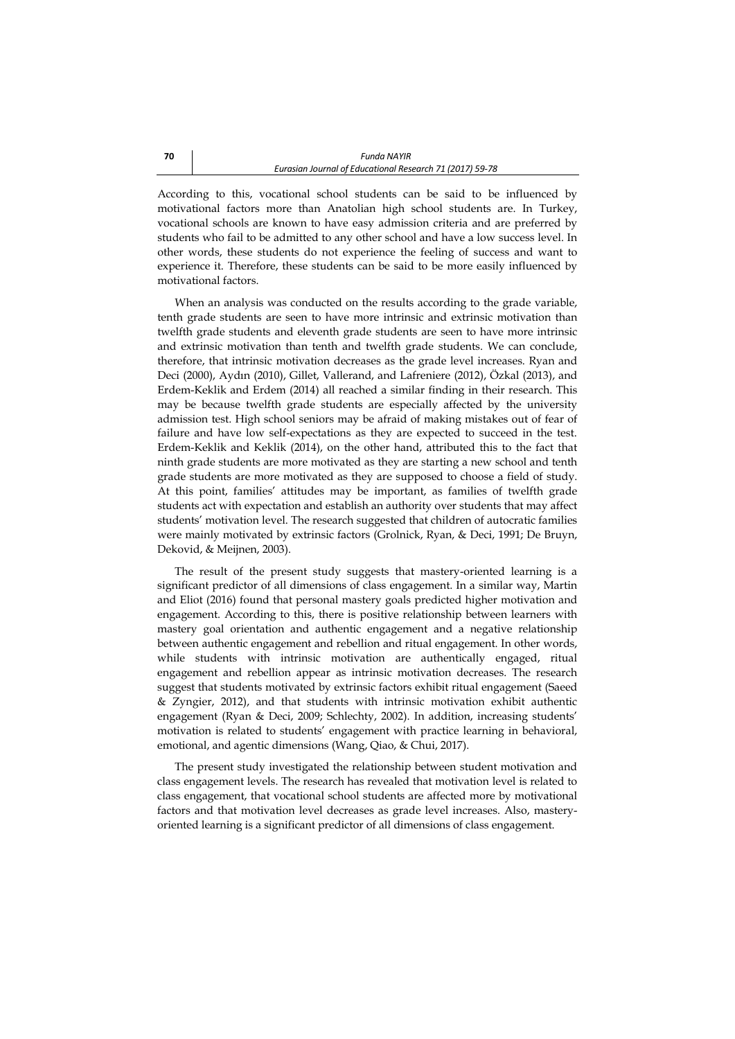According to this, vocational school students can be said to be influenced by motivational factors more than Anatolian high school students are. In Turkey, vocational schools are known to have easy admission criteria and are preferred by students who fail to be admitted to any other school and have a low success level. In other words, these students do not experience the feeling of success and want to experience it. Therefore, these students can be said to be more easily influenced by motivational factors.

When an analysis was conducted on the results according to the grade variable, tenth grade students are seen to have more intrinsic and extrinsic motivation than twelfth grade students and eleventh grade students are seen to have more intrinsic and extrinsic motivation than tenth and twelfth grade students. We can conclude, therefore, that intrinsic motivation decreases as the grade level increases. Ryan and Deci (2000), Aydın (2010), Gillet, Vallerand, and Lafreniere (2012), Özkal (2013), and Erdem-Keklik and Erdem (2014) all reached a similar finding in their research. This may be because twelfth grade students are especially affected by the university admission test. High school seniors may be afraid of making mistakes out of fear of failure and have low self-expectations as they are expected to succeed in the test. Erdem-Keklik and Keklik (2014), on the other hand, attributed this to the fact that ninth grade students are more motivated as they are starting a new school and tenth grade students are more motivated as they are supposed to choose a field of study. At this point, families' attitudes may be important, as families of twelfth grade students act with expectation and establish an authority over students that may affect students' motivation level. The research suggested that children of autocratic families were mainly motivated by extrinsic factors (Grolnick, Ryan, & Deci, 1991; De Bruyn, Dekovid, & Meijnen, 2003).

The result of the present study suggests that mastery-oriented learning is a significant predictor of all dimensions of class engagement. In a similar way, Martin and Eliot (2016) found that personal mastery goals predicted higher motivation and engagement. According to this, there is positive relationship between learners with mastery goal orientation and authentic engagement and a negative relationship between authentic engagement and rebellion and ritual engagement. In other words, while students with intrinsic motivation are authentically engaged, ritual engagement and rebellion appear as intrinsic motivation decreases. The research suggest that students motivated by extrinsic factors exhibit ritual engagement (Saeed & Zyngier, 2012), and that students with intrinsic motivation exhibit authentic engagement (Ryan & Deci, 2009; Schlechty, 2002). In addition, increasing students' motivation is related to students' engagement with practice learning in behavioral, emotional, and agentic dimensions (Wang, Qiao, & Chui, 2017).

The present study investigated the relationship between student motivation and class engagement levels. The research has revealed that motivation level is related to class engagement, that vocational school students are affected more by motivational factors and that motivation level decreases as grade level increases. Also, mastery-oriented learning is a significant predictor of all dimensions of class engagement.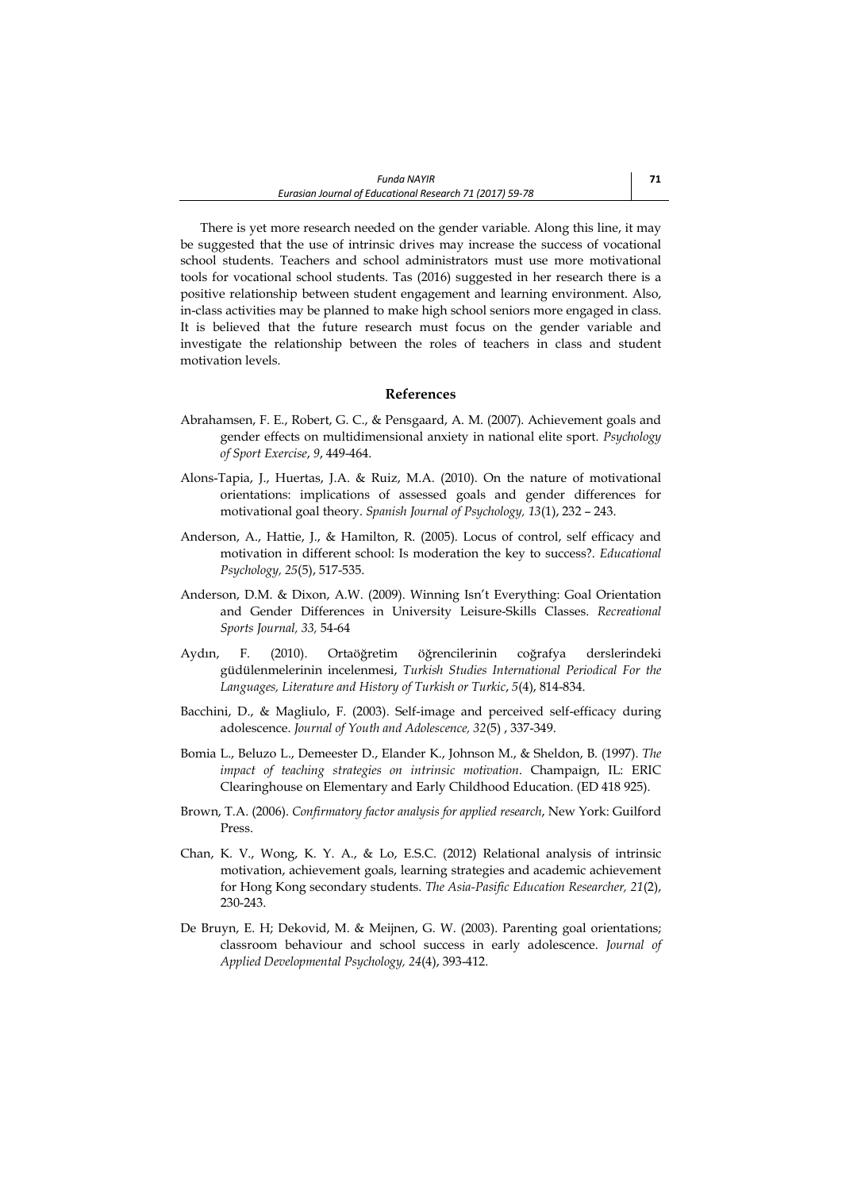There is yet more research needed on the gender variable. Along this line, it may be suggested that the use of intrinsic drives may increase the success of vocational school students. Teachers and school administrators must use more motivational tools for vocational school students. Tas (2016) suggested in her research there is a positive relationship between student engagement and learning environment. Also, in-class activities may be planned to make high school seniors more engaged in class. It is believed that the future research must focus on the gender variable and investigate the relationship between the roles of teachers in class and student motivation levels.

## References

Abrahamsen, F. E., Robert, G. C., & Pensgaard, A. M. (2007). Achievement goals and gender effects on multidimensional anxiety in national elite sport. *Psychology of Sport Exercise*, *9*, 449-464.

Alons-Tapia, J., Huertas, J.A. & Ruiz, M.A. (2010). On the nature of motivational orientations: implications of assessed goals and gender differences for motivational goal theory. *Spanish Journal of Psychology, 13*(1), 232 – 243.

Anderson, A., Hattie, J., & Hamilton, R. (2005). Locus of control, self efficacy and motivation in different school: Is moderation the key to success?. *Educational Psychology, 25*(5), 517-535.

Anderson, D.M. & Dixon, A.W. (2009). Winning Isn't Everything: Goal Orientation and Gender Differences in University Leisure-Skills Classes. *Recreational Sports Journal, 33,* 54-64

Aydın, F. (2010). Ortaöğretim öğrencilerinin coğrafya derslerindeki güdülenmelerinin incelenmesi, *Turkish Studies International Periodical For the Languages, Literature and History of Turkish or Turkic*, *5*(4), 814-834.

Bacchini, D., & Magliulo, F. (2003). Self-image and perceived self-efficacy during adolescence. *Journal of Youth and Adolescence, 32*(5) , 337-349.

Bomia L., Beluzo L., Demeester D., Elander K., Johnson M., & Sheldon, B. (1997). *The impact of teaching strategies on intrinsic motivation*. Champaign, IL: ERIC Clearinghouse on Elementary and Early Childhood Education. (ED 418 925).

Brown, T.A. (2006). *Confirmatory factor analysis for applied research*, New York: Guilford Press.

Chan, K. V., Wong, K. Y. A., & Lo, E.S.C. (2012) Relational analysis of intrinsic motivation, achievement goals, learning strategies and academic achievement for Hong Kong secondary students. *The Asia-Pasific Education Researcher, 21*(2), 230-243.

De Bruyn, E. H; Dekovid, M. & Meijnen, G. W. (2003). Parenting goal orientations; classroom behaviour and school success in early adolescence. *Journal of Applied Developmental Psychology, 24*(4), 393-412.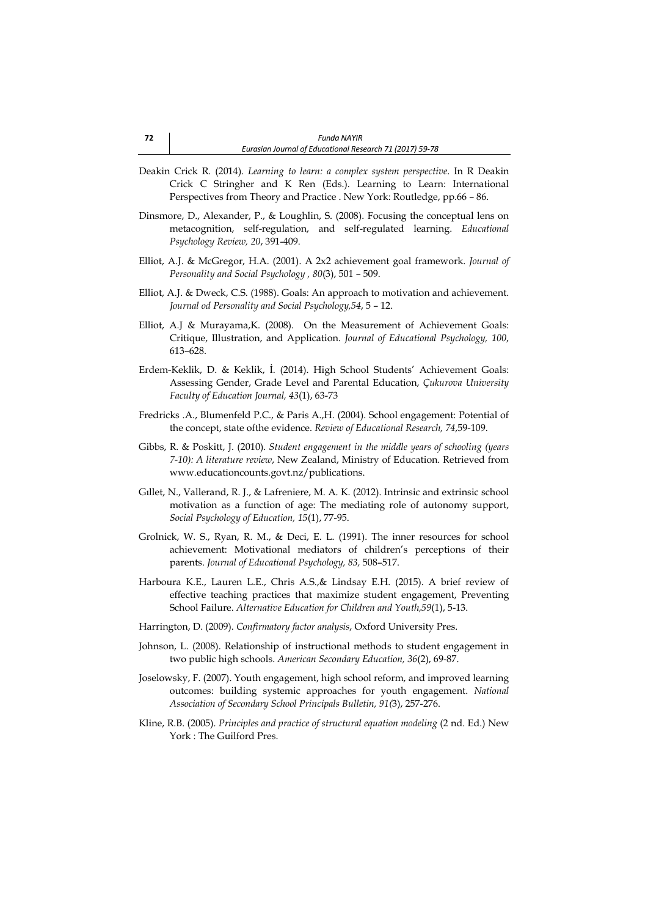Deakin Crick R. (2014). *Learning to learn: a complex system perspective*. In R Deakin Crick C Stringher and K Ren (Eds.). Learning to Learn: International Perspectives from Theory and Practice . New York: Routledge, pp.66 – 86.

Dinsmore, D., Alexander, P., & Loughlin, S. (2008). Focusing the conceptual lens on metacognition, self-regulation, and self-regulated learning. *Educational Psychology Review, 20*, 391-409.

Elliot, A.J. & McGregor, H.A. (2001). A 2x2 achievement goal framework. *Journal of Personality and Social Psychology , 80*(3), 501 – 509.

Elliot, A.J. & Dweck, C.S. (1988). Goals: An approach to motivation and achievement. *Journal od Personality and Social Psychology,54*, 5 – 12.

Elliot, A.J & Murayama,K. (2008). On the Measurement of Achievement Goals: Critique, Illustration, and Application. *Journal of Educational Psychology, 100*, 613–628.

Erdem-Keklik, D. & Keklik, İ. (2014). High School Students' Achievement Goals: Assessing Gender, Grade Level and Parental Education, *Çukurova University Faculty of Education Journal, 43*(1), 63-73

Fredricks .A., Blumenfeld P.C., & Paris A.,H. (2004). School engagement: Potential of the concept, state ofthe evidence. *Review of Educational Research, 74*,59-109.

Gibbs, R. & Poskitt, J. (2010). *Student engagement in the middle years of schooling (years 7-10): A literature review*, New Zealand, Ministry of Education. Retrieved from www.educationcounts.govt.nz/publications.

Gıllet, N., Vallerand, R. J., & Lafreniere, M. A. K. (2012). Intrinsic and extrinsic school motivation as a function of age: The mediating role of autonomy support, *Social Psychology of Education, 15*(1), 77-95.

Grolnick, W. S., Ryan, R. M., & Deci, E. L. (1991). The inner resources for school achievement: Motivational mediators of children's perceptions of their parents. *Journal of Educational Psychology, 83,* 508–517.

Harboura K.E., Lauren L.E., Chris A.S.,& Lindsay E.H. (2015). A brief review of effective teaching practices that maximize student engagement, Preventing School Failure. *Alternative Education for Children and Youth,59*(1), 5-13.

Harrington, D. (2009). *Confirmatory factor analysis*, Oxford University Pres.

Johnson, L. (2008). Relationship of instructional methods to student engagement in two public high schools. *American Secondary Education, 36*(2), 69-87.

Joselowsky, F. (2007). Youth engagement, high school reform, and improved learning outcomes: building systemic approaches for youth engagement. *National Association of Secondary School Principals Bulletin, 91(*3), 257-276.

Kline, R.B. (2005). *Principles and practice of structural equation modeling* (2 nd. Ed.) New York : The Guilford Pres.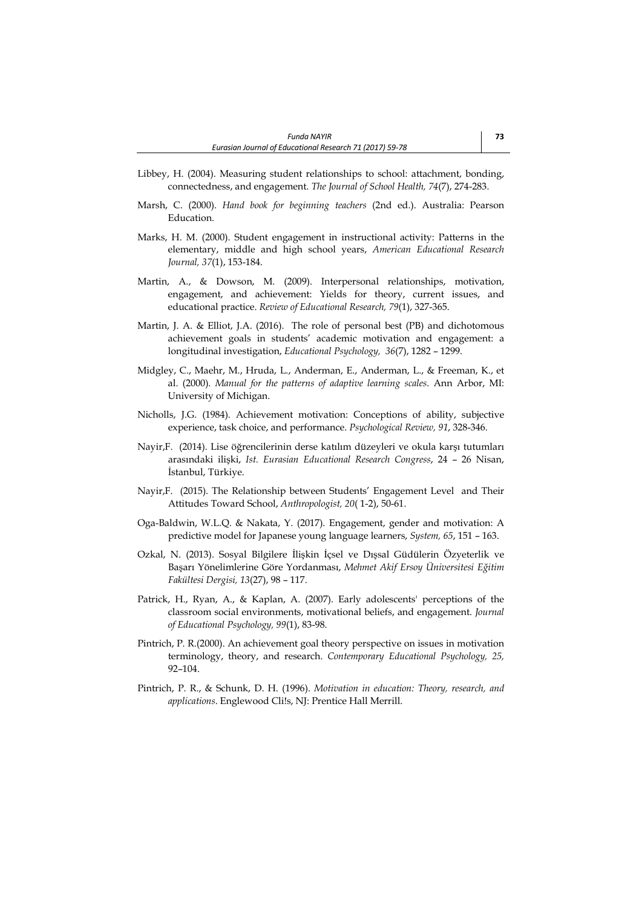Libbey, H. (2004). Measuring student relationships to school: attachment, bonding, connectedness, and engagement. *The Journal of School Health, 74*(7), 274-283.

Marsh, C. (2000). *Hand book for beginning teachers* (2nd ed.). Australia: Pearson Education.

Marks, H. M. (2000). Student engagement in instructional activity: Patterns in the elementary, middle and high school years, *American Educational Research Journal, 37*(1), 153-184.

Martin, A., & Dowson, M. (2009). Interpersonal relationships, motivation, engagement, and achievement: Yields for theory, current issues, and educational practice. *Review of Educational Research, 79*(1), 327-365.

Martin, J. A. & Elliot, J.A. (2016). The role of personal best (PB) and dichotomous achievement goals in students' academic motivation and engagement: a longitudinal investigation, *Educational Psychology, 36*(7), 1282 – 1299.

Midgley, C., Maehr, M., Hruda, L., Anderman, E., Anderman, L., & Freeman, K., et al. (2000). *Manual for the patterns of adaptive learning scales*. Ann Arbor, MI: University of Michigan.

Nicholls, J.G. (1984). Achievement motivation: Conceptions of ability, subjective experience, task choice, and performance. *Psychological Review, 91*, 328-346.

Nayir,F. (2014). Lise öğrencilerinin derse katılım düzeyleri ve okula karşı tutumları arasındaki ilişki, *Ist. Eurasian Educational Research Congress*, 24 – 26 Nisan, İstanbul, Türkiye.

Nayir,F. (2015). The Relationship between Students' Engagement Level and Their Attitudes Toward School, *Anthropologist, 20*( 1-2), 50-61.

Oga-Baldwin, W.L.Q. & Nakata, Y. (2017). Engagement, gender and motivation: A predictive model for Japanese young language learners, *System, 65*, 151 – 163.

Ozkal, N. (2013). Sosyal Bilgilere İlişkin İçsel ve Dışsal Güdülerin Özyeterlik ve Başarı Yönelimlerine Göre Yordanması, *Mehmet Akif Ersoy Üniversitesi Eğitim Fakültesi Dergisi, 13*(27), 98 – 117.

Patrick, H., Ryan, A., & Kaplan, A. (2007). Early adolescents' perceptions of the classroom social environments, motivational beliefs, and engagement. *Journal of Educational Psychology, 99*(1), 83-98.

Pintrich, P. R.(2000). An achievement goal theory perspective on issues in motivation terminology, theory, and research. *Contemporary Educational Psychology, 25,* 92–104.

Pintrich, P. R., & Schunk, D. H. (1996). *Motivation in education: Theory, research, and applications*. Englewood Cli!s, NJ: Prentice Hall Merrill.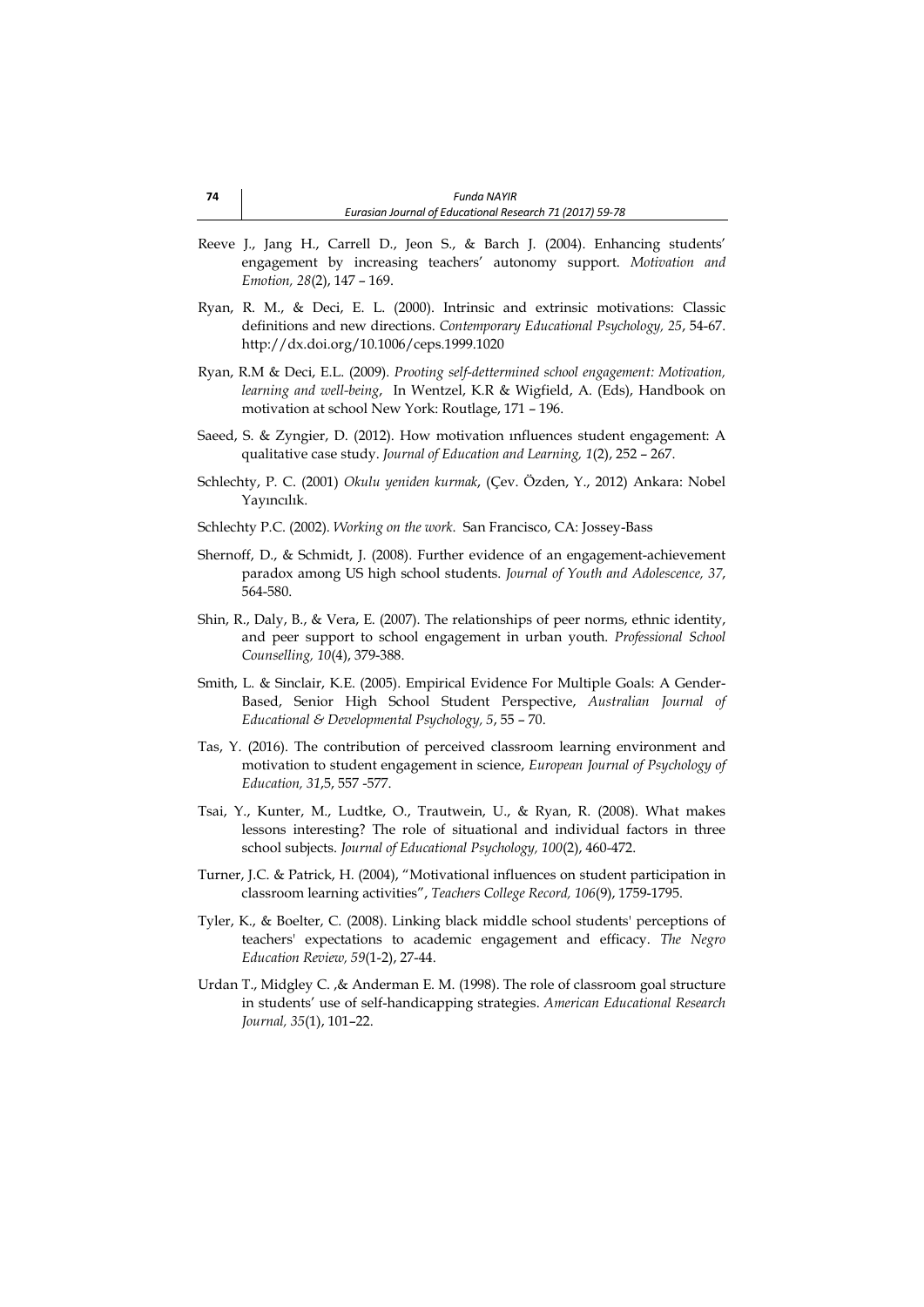Reeve J., Jang H., Carrell D., Jeon S., & Barch J. (2004). Enhancing students' engagement by increasing teachers' autonomy support. *Motivation and Emotion, 28*(2), 147 – 169.

Ryan, R. M., & Deci, E. L. (2000). Intrinsic and extrinsic motivations: Classic definitions and new directions. *Contemporary Educational Psychology, 25*, 54-67. http://dx.doi.org/10.1006/ceps.1999.1020

Ryan, R.M & Deci, E.L. (2009). *Prooting self-dettermined school engagement: Motivation, learning and well-being*, In Wentzel, K.R & Wigfield, A. (Eds), Handbook on motivation at school New York: Routlage, 171 – 196.

Saeed, S. & Zyngier, D. (2012). How motivation ınfluences student engagement: A qualitative case study. *Journal of Education and Learning, 1*(2), 252 – 267.

Schlechty, P. C. (2001) *Okulu yeniden kurmak*, (Çev. Özden, Y., 2012) Ankara: Nobel Yayıncılık.

Schlechty P.C. (2002). *Working on the work*. San Francisco, CA: Jossey-Bass

Shernoff, D., & Schmidt, J. (2008). Further evidence of an engagement-achievement paradox among US high school students. *Journal of Youth and Adolescence, 37*, 564-580.

Shin, R., Daly, B., & Vera, E. (2007). The relationships of peer norms, ethnic identity, and peer support to school engagement in urban youth. *Professional School Counselling, 10*(4), 379-388.

Smith, L. & Sinclair, K.E. (2005). Empirical Evidence For Multiple Goals: A Gender-Based, Senior High School Student Perspective, *Australian Journal of Educational & Developmental Psychology, 5*, 55 – 70.

Tas, Y. (2016). The contribution of perceived classroom learning environment and motivation to student engagement in science, *European Journal of Psychology of Education, 31*,5, 557 -577.

Tsai, Y., Kunter, M., Ludtke, O., Trautwein, U., & Ryan, R. (2008). What makes lessons interesting? The role of situational and individual factors in three school subjects. *Journal of Educational Psychology, 100*(2), 460-472.

Turner, J.C. & Patrick, H. (2004), "Motivational influences on student participation in classroom learning activities", *Teachers College Record, 106*(9), 1759-1795.

Tyler, K., & Boelter, C. (2008). Linking black middle school students' perceptions of teachers' expectations to academic engagement and efficacy. *The Negro Education Review, 59*(1-2), 27-44.

Urdan T., Midgley C. ,& Anderman E. M. (1998). The role of classroom goal structure in students' use of self-handicapping strategies. *American Educational Research Journal, 35*(1), 101–22.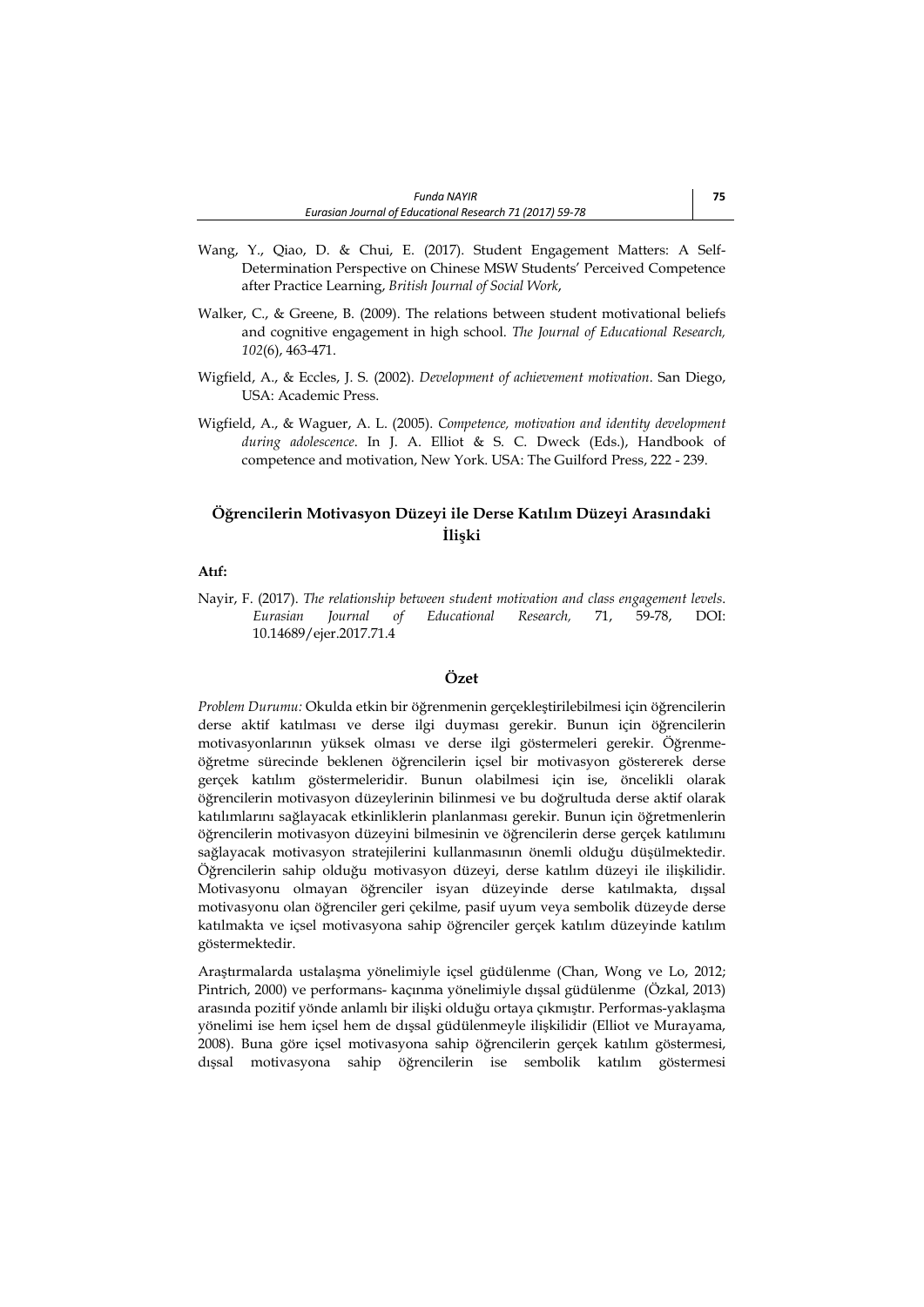Wang, Y., Qiao, D. & Chui, E. (2017). Student Engagement Matters: A Self-Determination Perspective on Chinese MSW Students' Perceived Competence after Practice Learning, *British Journal of Social Work*,

Walker, C., & Greene, B. (2009). The relations between student motivational beliefs and cognitive engagement in high school. *The Journal of Educational Research, 102*(6), 463-471.

Wigfield, A., & Eccles, J. S. (2002). *Development of achievement motivation*. San Diego, USA: Academic Press.

Wigfield, A., & Waguer, A. L. (2005). *Competence, motivation and identity development during adolescence*. In J. A. Elliot & S. C. Dweck (Eds.), Handbook of competence and motivation, New York. USA: The Guilford Press, 222 - 239.

## Öğrencilerin Motivasyon Düzeyi ile Derse Katılım Düzeyi Arasındaki İlişki

**Atıf:**

Nayir, F. (2017). *The relationship between student motivation and class engagement levels. Eurasian Journal of Educational Research,* 71, 59-78, DOI: 10.14689/ejer.2017.71.4

### Özet

*Problem Durumu:* Okulda etkin bir öğrenmenin gerçekleştirilebilmesi için öğrencilerin derse aktif katılması ve derse ilgi duyması gerekir. Bunun için öğrencilerin motivasyonlarının yüksek olması ve derse ilgi göstermeleri gerekir. Öğrenme-öğretme sürecinde beklenen öğrencilerin içsel bir motivasyon göstererek derse gerçek katılım göstermeleridir. Bunun olabilmesi için ise, öncelikli olarak öğrencilerin motivasyon düzeylerinin bilinmesi ve bu doğrultuda derse aktif olarak katılımlarını sağlayacak etkinliklerin planlanması gerekir. Bunun için öğretmenlerin öğrencilerin motivasyon düzeyini bilmesinin ve öğrencilerin derse gerçek katılımını sağlayacak motivasyon stratejilerini kullanmasının önemli olduğu düşülmektedir. Öğrencilerin sahip olduğu motivasyon düzeyi, derse katılım düzeyi ile ilişkilidir. Motivasyonu olmayan öğrenciler isyan düzeyinde derse katılmakta, dışsal motivasyonu olan öğrenciler geri çekilme, pasif uyum veya sembolik düzeyde derse katılmakta ve içsel motivasyona sahip öğrenciler gerçek katılım düzeyinde katılım göstermektedir.

Araştırmalarda ustalaşma yönelimiyle içsel güdülenme (Chan, Wong ve Lo, 2012; Pintrich, 2000) ve performans- kaçınma yönelimiyle dışsal güdülenme (Özkal, 2013) arasında pozitif yönde anlamlı bir ilişki olduğu ortaya çıkmıştır. Performas-yaklaşma yönelimi ise hem içsel hem de dışsal güdülenmeyle ilişkilidir (Elliot ve Murayama, 2008). Buna göre içsel motivasyona sahip öğrencilerin gerçek katılım göstermesi, dışsal motivasyona sahip öğrencilerin ise sembolik katılım göstermesi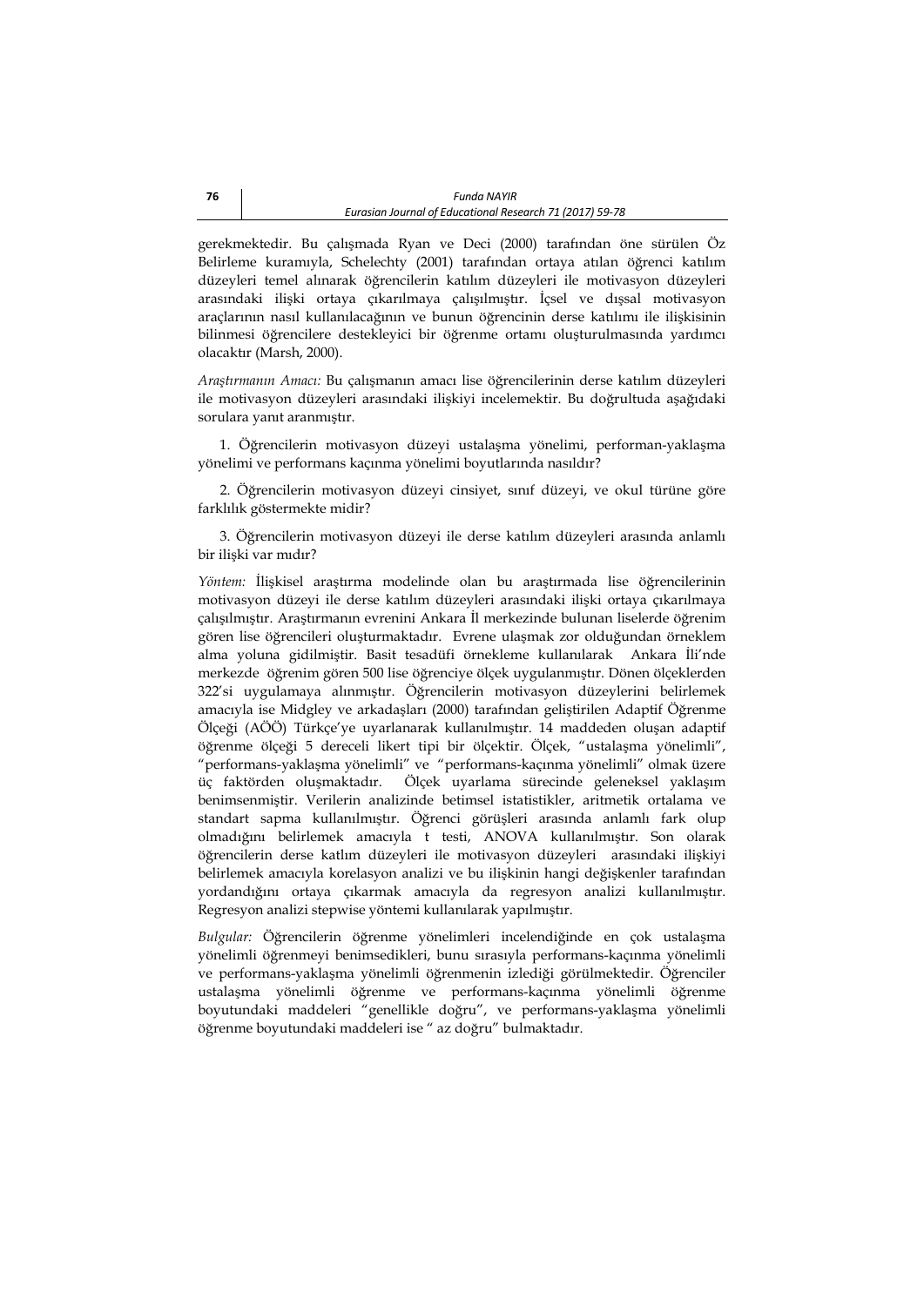gerekmektedir. Bu çalışmada Ryan ve Deci (2000) tarafından öne sürülen Öz Belirleme kuramıyla, Schelechty (2001) tarafından ortaya atılan öğrenci katılım düzeyleri temel alınarak öğrencilerin katılım düzeyleri ile motivasyon düzeyleri arasındaki ilişki ortaya çıkarılmaya çalışılmıştır. İçsel ve dışsal motivasyon araçlarının nasıl kullanılacağının ve bunun öğrencinin derse katılımı ile ilişkisinin bilinmesi öğrencilere destekleyici bir öğrenme ortamı oluşturulmasında yardımcı olacaktır (Marsh, 2000).

*Araştırmanın Amacı:* Bu çalışmanın amacı lise öğrencilerinin derse katılım düzeyleri ile motivasyon düzeyleri arasındaki ilişkiyi incelemektir. Bu doğrultuda aşağıdaki sorulara yanıt aranmıştır.

1. Öğrencilerin motivasyon düzeyi ustalaşma yönelimi, performan-yaklaşma yönelimi ve performans kaçınma yönelimi boyutlarında nasıldır?

2. Öğrencilerin motivasyon düzeyi cinsiyet, sınıf düzeyi, ve okul türüne göre farklılık göstermekte midir?

3. Öğrencilerin motivasyon düzeyi ile derse katılım düzeyleri arasında anlamlı bir ilişki var mıdır?

*Yöntem:* İlişkisel araştırma modelinde olan bu araştırmada lise öğrencilerinin motivasyon düzeyi ile derse katılım düzeyleri arasındaki ilişki ortaya çıkarılmaya çalışılmıştır. Araştırmanın evrenini Ankara İl merkezinde bulunan liselerde öğrenim gören lise öğrencileri oluşturmaktadır. Evrene ulaşmak zor olduğundan örneklem alma yoluna gidilmiştir. Basit tesadüfi örnekleme kullanılarak Ankara İli'nde merkezde öğrenim gören 500 lise öğrenciye ölçek uygulanmıştır. Dönen ölçeklerden 322'si uygulamaya alınmıştır. Öğrencilerin motivasyon düzeylerini belirlemek amacıyla ise Midgley ve arkadaşları (2000) tarafından geliştirilen Adaptif Öğrenme Ölçeği (AÖÖ) Türkçe'ye uyarlanarak kullanılmıştır. 14 maddeden oluşan adaptif öğrenme ölçeği 5 dereceli likert tipi bir ölçektir. Ölçek, "ustalaşma yönelimli", "performans-yaklaşma yönelimli" ve "performans-kaçınma yönelimli" olmak üzere üç faktörden oluşmaktadır. Ölçek uyarlama sürecinde geleneksel yaklaşım benimsenmiştir. Verilerin analizinde betimsel istatistikler, aritmetik ortalama ve standart sapma kullanılmıştır. Öğrenci görüşleri arasında anlamlı fark olup olmadığını belirlemek amacıyla t testi, ANOVA kullanılmıştır. Son olarak öğrencilerin derse katlım düzeyleri ile motivasyon düzeyleri arasındaki ilişkiyi belirlemek amacıyla korelasyon analizi ve bu ilişkinin hangi değişkenler tarafından yordandığını ortaya çıkarmak amacıyla da regresyon analizi kullanılmıştır. Regresyon analizi stepwise yöntemi kullanılarak yapılmıştır.

*Bulgular:* Öğrencilerin öğrenme yönelimleri incelendiğinde en çok ustalaşma yönelimli öğrenmeyi benimsedikleri, bunu sırasıyla performans-kaçınma yönelimli ve performans-yaklaşma yönelimli öğrenmenin izlediği görülmektedir. Öğrenciler ustalaşma yönelimli öğrenme ve performans-kaçınma yönelimli öğrenme boyutundaki maddeleri "genellikle doğru", ve performans-yaklaşma yönelimli öğrenme boyutundaki maddeleri ise " az doğru" bulmaktadır.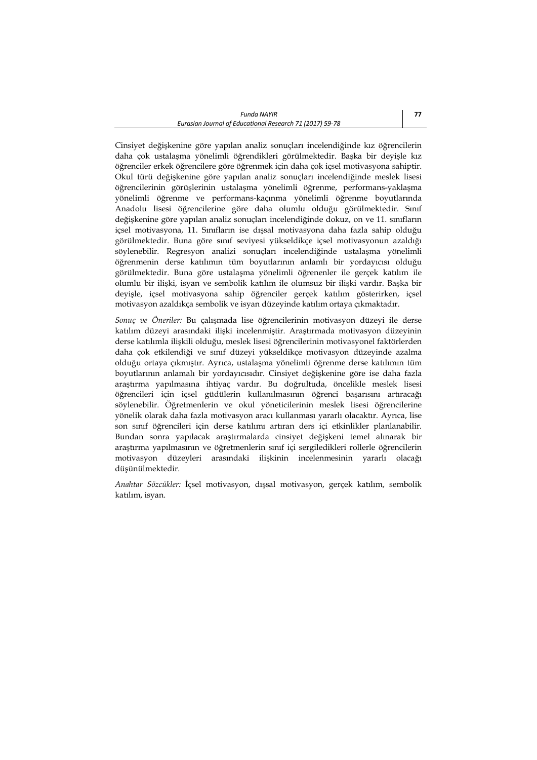Cinsiyet değişkenine göre yapılan analiz sonuçları incelendiğinde kız öğrencilerin daha çok ustalaşma yönelimli öğrendikleri görülmektedir. Başka bir deyişle kız öğrenciler erkek öğrencilere göre öğrenmek için daha çok içsel motivasyona sahiptir. Okul türü değişkenine göre yapılan analiz sonuçları incelendiğinde meslek lisesi öğrencilerinin görüşlerinin ustalaşma yönelimli öğrenme, performans-yaklaşma yönelimli öğrenme ve performans-kaçınma yönelimli öğrenme boyutlarında Anadolu lisesi öğrencilerine göre daha olumlu olduğu görülmektedir. Sınıf değişkenine göre yapılan analiz sonuçları incelendiğinde dokuz, on ve 11. sınıfların içsel motivasyona, 11. Sınıfların ise dışsal motivasyona daha fazla sahip olduğu görülmektedir. Buna göre sınıf seviyesi yükseldikçe içsel motivasyonun azaldığı söylenebilir. Regresyon analizi sonuçları incelendiğinde ustalaşma yönelimli öğrenmenin derse katılımın tüm boyutlarının anlamlı bir yordayıcısı olduğu görülmektedir. Buna göre ustalaşma yönelimli öğrenenler ile gerçek katılım ile olumlu bir ilişki, isyan ve sembolik katılım ile olumsuz bir ilişki vardır. Başka bir deyişle, içsel motivasyona sahip öğrenciler gerçek katılım gösterirken, içsel motivasyon azaldıkça sembolik ve isyan düzeyinde katılım ortaya çıkmaktadır.

*Sonuç ve Öneriler:* Bu çalışmada lise öğrencilerinin motivasyon düzeyi ile derse katılım düzeyi arasındaki ilişki incelenmiştir. Araştırmada motivasyon düzeyinin derse katılımla ilişkili olduğu, meslek lisesi öğrencilerinin motivasyonel faktörlerden daha çok etkilendiği ve sınıf düzeyi yükseldikçe motivasyon düzeyinde azalma olduğu ortaya çıkmıştır. Ayrıca, ustalaşma yönelimli öğrenme derse katılımın tüm boyutlarının anlamalı bir yordayıcısıdır. Cinsiyet değişkenine göre ise daha fazla araştırma yapılmasına ihtiyaç vardır. Bu doğrultuda, öncelikle meslek lisesi öğrencileri için içsel güdülerin kullanılmasının öğrenci başarısını artıracağı söylenebilir. Öğretmenlerin ve okul yöneticilerinin meslek lisesi öğrencilerine yönelik olarak daha fazla motivasyon aracı kullanması yararlı olacaktır. Ayrıca, lise son sınıf öğrencileri için derse katılımı artıran ders içi etkinlikler planlanabilir. Bundan sonra yapılacak araştırmalarda cinsiyet değişkeni temel alınarak bir araştırma yapılmasının ve öğretmenlerin sınıf içi sergiledikleri rollerle öğrencilerin motivasyon düzeyleri arasındaki ilişkinin incelenmesinin yararlı olacağı düşünülmektedir.

*Anahtar Sözcükler:* İçsel motivasyon, dışsal motivasyon, gerçek katılım, sembolik katılım, isyan.